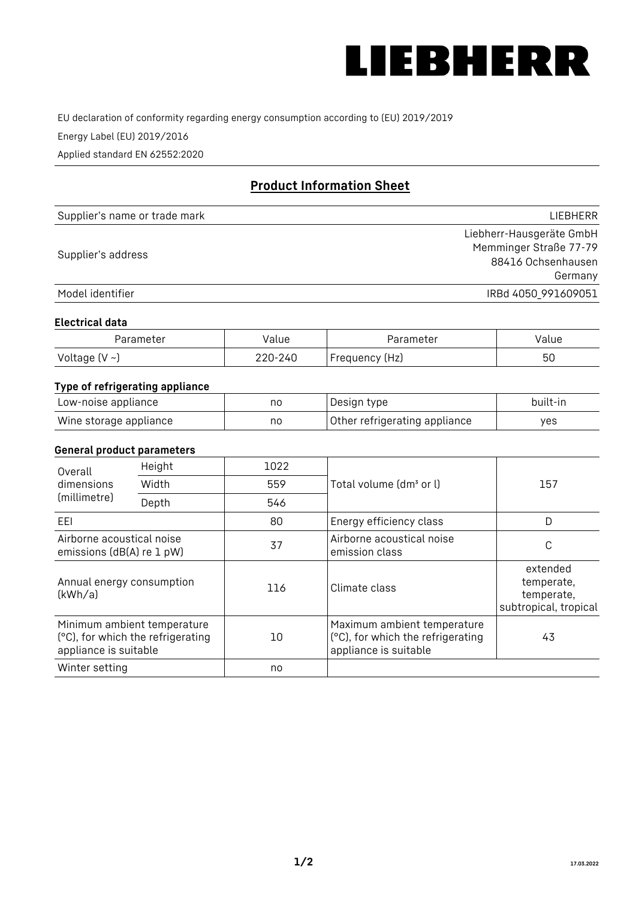# LIEBHERR

EU declaration of conformity regarding energy consumption according to (EU) 2019/2019

Energy Label (EU) 2019/2016

Applied standard EN 62552:2020

## Product Information Sheet

| | |
|---|---|
| Supplier's name or trade mark | LIEBHERR |
| Supplier's address | Liebherr-Hausgeräte GmbH<br>Memminger Straße 77-79<br>88416 Ochsenhausen<br>Germany |
| Model identifier | IRBd 4050_991609051 |

### Electrical data

| Parameter | Value | Parameter | Value |
|---|---|---|---|
| Voltage (V ~) | 220-240 | Frequency (Hz) | 50 |

### Type of refrigerating appliance

| | | | |
|---|---|---|---|
| Low-noise appliance | no | Design type | built-in |
| Wine storage appliance | no | Other refrigerating appliance | yes |

### General product parameters

| | | | | |
|---|---|---|---|---|
| Overall dimensions (millimetre) | Height | 1022 | Total volume (dm³ or l) | 157 |
| | Width | 559 | | |
| | Depth | 546 | | |
| EEI | | 80 | Energy efficiency class | D |
| Airborne acoustical noise emissions (dB(A) re 1 pW) | | 37 | Airborne acoustical noise emission class | C |
| Annual energy consumption (kWh/a) | | 116 | Climate class | extended temperate, temperate, subtropical, tropical |
| Minimum ambient temperature (°C), for which the refrigerating appliance is suitable | | 10 | Maximum ambient temperature (°C), for which the refrigerating appliance is suitable | 43 |
| Winter setting | | no | | |

17.03.2022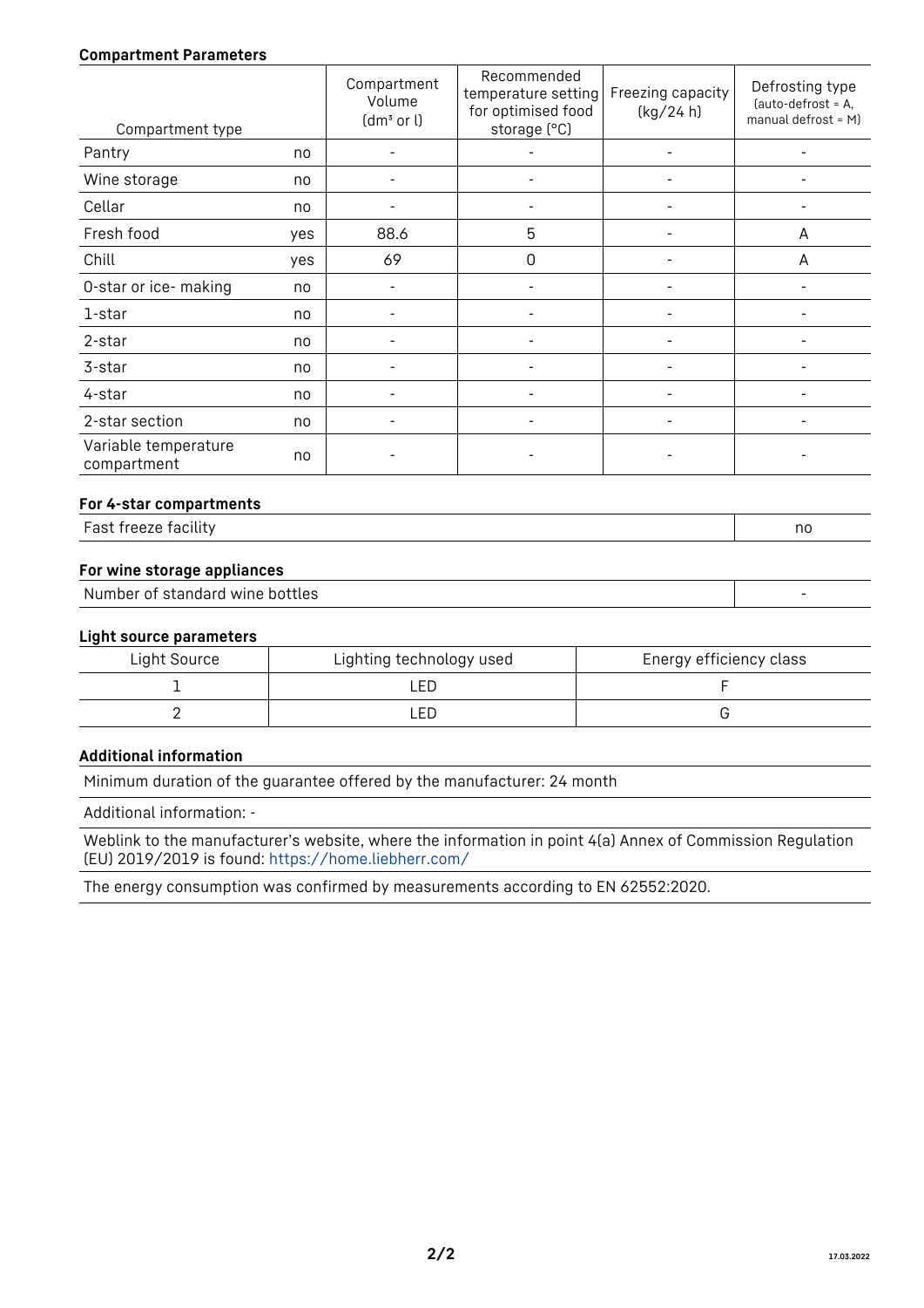**Compartment Parameters**

| Compartment type | | Compartment Volume (dm³ or l) | Recommended temperature setting for optimised food storage (°C) | Freezing capacity (kg/24 h) | Defrosting type (auto-defrost = A, manual defrost = M) |
|---|---|---|---|---|---|
| Pantry | no | - | - | - | - |
| Wine storage | no | - | - | - | - |
| Cellar | no | - | - | - | - |
| Fresh food | yes | 88.6 | 5 | - | A |
| Chill | yes | 69 | 0 | - | A |
| 0-star or ice- making | no | - | - | - | - |
| 1-star | no | - | - | - | - |
| 2-star | no | - | - | - | - |
| 3-star | no | - | - | - | - |
| 4-star | no | - | - | - | - |
| 2-star section | no | - | - | - | - |
| Variable temperature compartment | no | - | - | - | - |

**For 4-star compartments**

| | |
|---|---|
| Fast freeze facility | no |

**For wine storage appliances**

| | |
|---|---|
| Number of standard wine bottles | - |

**Light source parameters**

| Light Source | Lighting technology used | Energy efficiency class |
|---|---|---|
| 1 | LED | F |
| 2 | LED | G |

**Additional information**

Minimum duration of the guarantee offered by the manufacturer: 24 month

Additional information: -

Weblink to the manufacturer's website, where the information in point 4(a) Annex of Commission Regulation (EU) 2019/2019 is found: https://home.liebherr.com/

The energy consumption was confirmed by measurements according to EN 62552:2020.

17.03.2022